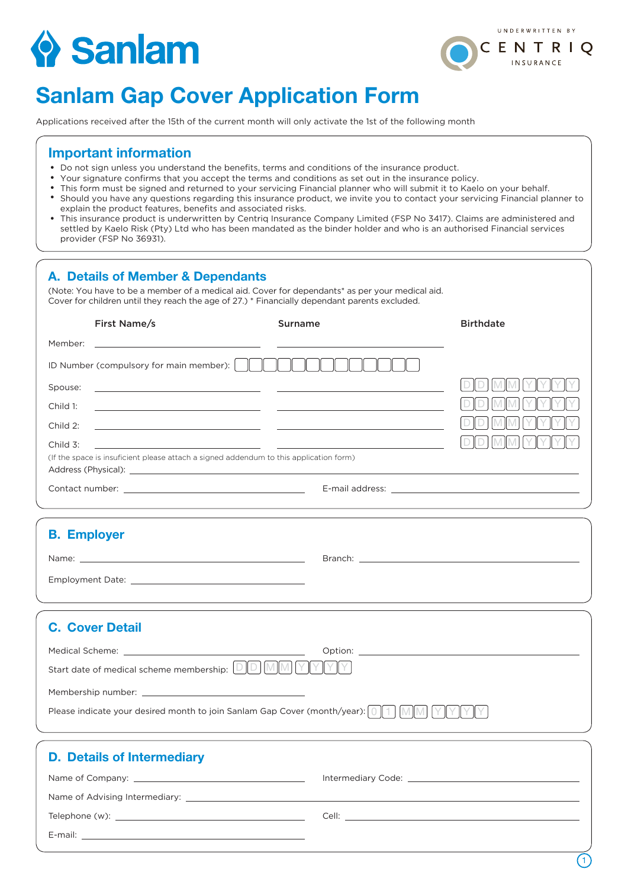# Sanlam Gap Cover Application Form

UNDERWRITTEN BY CENTRIQ INSURANCE

Applications received after the 15th of the current month will only activate the 1st of the following month

## Important information

- Do not sign unless you understand the benefits, terms and conditions of the insurance product.
- Your signature confirms that you accept the terms and conditions as set out in the insurance policy.
- This form must be signed and returned to your servicing Financial planner who will submit it to Kaelo on your behalf.
- Should you have any questions regarding this insurance product, we invite you to contact your servicing Financial planner to explain the product features, benefits and associated risks.
- This insurance product is underwritten by Centriq Insurance Company Limited (FSP No 3417). Claims are administered and settled by Kaelo Risk (Pty) Ltd who has been mandated as the binder holder and who is an authorised Financial services provider (FSP No 36931).

## A. Details of Member & Dependants

(Note: You have to be a member of a medical aid. Cover for dependants* as per your medical aid. Cover for children until they reach the age of 27.) * Financially dependant parents excluded.

| | First Name/s | Surname | Birthdate |
|---|---|---|---|
| Member: | | | |
| ID Number (compulsory for main member): | | | |
| Spouse: | | | DD MM YYYY |
| Child 1: | | | DD MM YYYY |
| Child 2: | | | DD MM YYYY |
| Child 3: | | | DD MM YYYY |

(If the space is insuficient please attach a signed addendum to this application form)

Address (Physical): \_\_\_\_\_\_\_\_\_\_\_\_\_\_\_\_\_\_\_\_

Contact number: \_\_\_\_\_\_\_\_\_\_\_\_\_\_\_\_\_\_\_\_ E-mail address: \_\_\_\_\_\_\_\_\_\_\_\_\_\_\_\_\_\_\_\_

## B. Employer

Name: \_\_\_\_\_\_\_\_\_\_\_\_\_\_\_\_\_\_\_\_ Branch: \_\_\_\_\_\_\_\_\_\_\_\_\_\_\_\_\_\_\_\_

Employment Date: \_\_\_\_\_\_\_\_\_\_\_\_\_\_\_\_\_\_\_\_

## C. Cover Detail

Medical Scheme: \_\_\_\_\_\_\_\_\_\_\_\_\_\_\_\_\_\_\_\_ Option: \_\_\_\_\_\_\_\_\_\_\_\_\_\_\_\_\_\_\_\_

Start date of medical scheme membership: DD MM YYYY

Membership number: \_\_\_\_\_\_\_\_\_\_\_\_\_\_\_\_\_\_\_\_

Please indicate your desired month to join Sanlam Gap Cover (month/year): 01 MM YYYY

## D. Details of Intermediary

Name of Company: \_\_\_\_\_\_\_\_\_\_\_\_\_\_\_\_\_\_\_\_ Intermediary Code: \_\_\_\_\_\_\_\_\_\_\_\_\_\_\_\_\_\_\_\_

Name of Advising Intermediary: \_\_\_\_\_\_\_\_\_\_\_\_\_\_\_\_\_\_\_\_

Telephone (w): \_\_\_\_\_\_\_\_\_\_\_\_\_\_\_\_\_\_\_\_ Cell: \_\_\_\_\_\_\_\_\_\_\_\_\_\_\_\_\_\_\_\_

E-mail: \_\_\_\_\_\_\_\_\_\_\_\_\_\_\_\_\_\_\_\_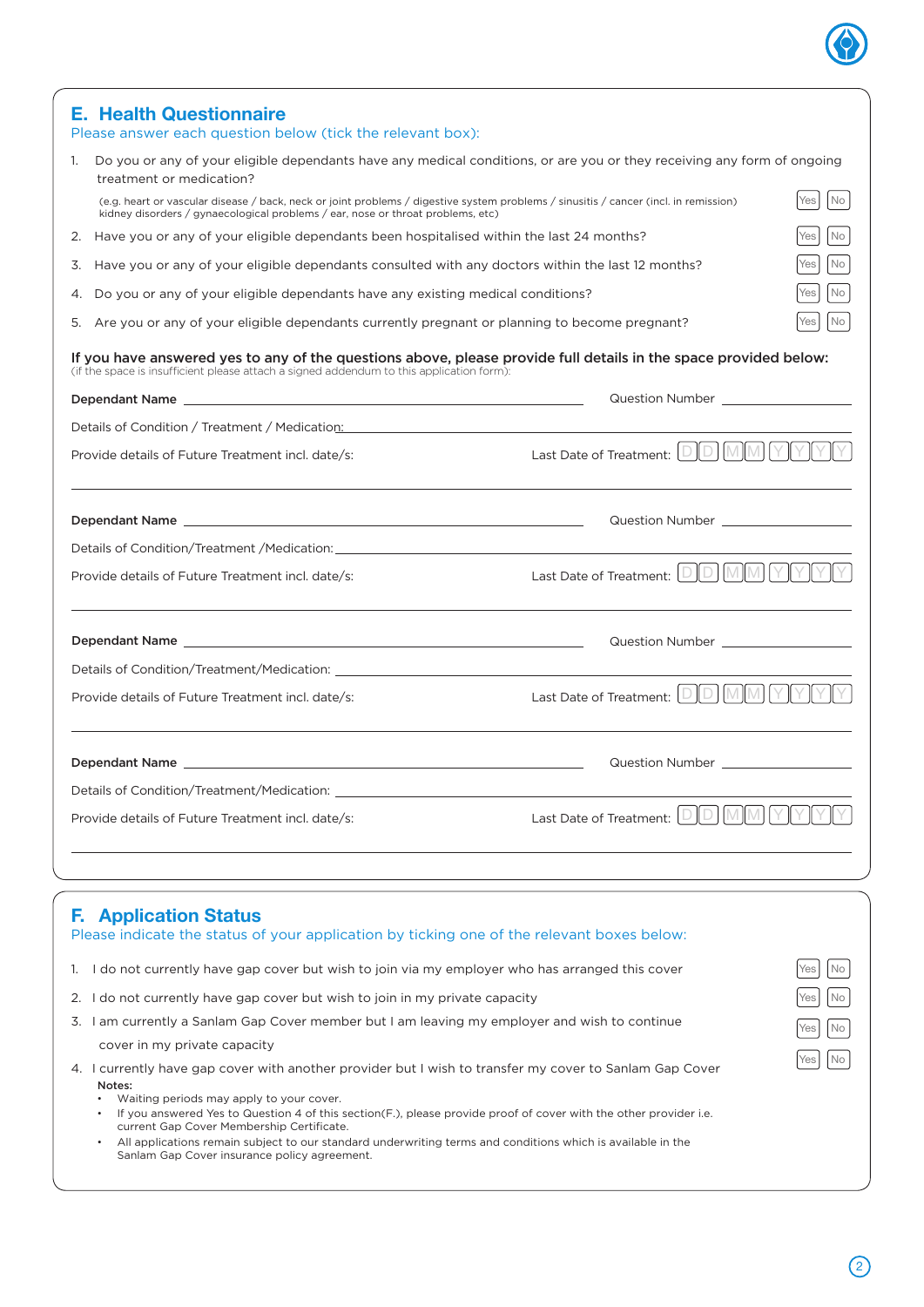## E. Health Questionnaire

Please answer each question below (tick the relevant box):

1. Do you or any of your eligible dependants have any medical conditions, or are you or they receiving any form of ongoing treatment or medication?

   (e.g. heart or vascular disease / back, neck or joint problems / digestive system problems / sinusitis / cancer (incl. in remission) kidney disorders / gynaecological problems / ear, nose or throat problems, etc) ☐ Yes ☐ No

2. Have you or any of your eligible dependants been hospitalised within the last 24 months? ☐ Yes ☐ No
3. Have you or any of your eligible dependants consulted with any doctors within the last 12 months? ☐ Yes ☐ No
4. Do you or any of your eligible dependants have any existing medical conditions? ☐ Yes ☐ No
5. Are you or any of your eligible dependants currently pregnant or planning to become pregnant? ☐ Yes ☐ No

**If you have answered yes to any of the questions above, please provide full details in the space provided below:**
(if the space is insufficient please attach a signed addendum to this application form):

**Dependant Name** ______________________ Question Number ____________

Details of Condition / Treatment / Medication: ______________________

Provide details of Future Treatment incl. date/s: Last Date of Treatment: D D M M Y Y Y Y

______________________

**Dependant Name** ______________________ Question Number ____________

Details of Condition/Treatment /Medication: ______________________

Provide details of Future Treatment incl. date/s: Last Date of Treatment: D D M M Y Y Y Y

______________________

**Dependant Name** ______________________ Question Number ____________

Details of Condition/Treatment/Medication: ______________________

Provide details of Future Treatment incl. date/s: Last Date of Treatment: D D M M Y Y Y Y

______________________

**Dependant Name** ______________________ Question Number ____________

Details of Condition/Treatment/Medication: ______________________

Provide details of Future Treatment incl. date/s: Last Date of Treatment: D D M M Y Y Y Y

______________________

## F. Application Status

Please indicate the status of your application by ticking one of the relevant boxes below:

1. I do not currently have gap cover but wish to join via my employer who has arranged this cover ☐ Yes ☐ No
2. I do not currently have gap cover but wish to join in my private capacity ☐ Yes ☐ No
3. I am currently a Sanlam Gap Cover member but I am leaving my employer and wish to continue cover in my private capacity ☐ Yes ☐ No
4. I currently have gap cover with another provider but I wish to transfer my cover to Sanlam Gap Cover ☐ Yes ☐ No

**Notes:**

- Waiting periods may apply to your cover.
- If you answered Yes to Question 4 of this section(F.), please provide proof of cover with the other provider i.e. current Gap Cover Membership Certificate.
- All applications remain subject to our standard underwriting terms and conditions which is available in the Sanlam Gap Cover insurance policy agreement.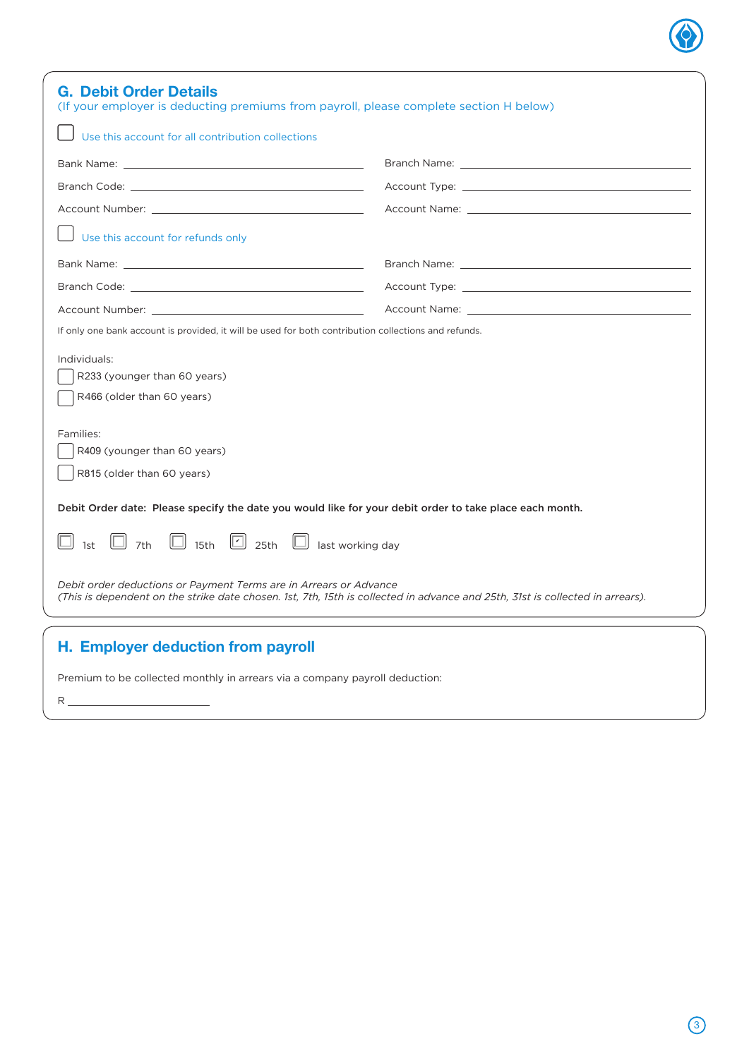## G. Debit Order Details

(If your employer is deducting premiums from payroll, please complete section H below)

☐ Use this account for all contribution collections

Bank Name: ______________________ Branch Name: ______________________

Branch Code: ______________________ Account Type: ______________________

Account Number: ______________________ Account Name: ______________________

☐ Use this account for refunds only

Bank Name: ______________________ Branch Name: ______________________

Branch Code: ______________________ Account Type: ______________________

Account Number: ______________________ Account Name: ______________________

If only one bank account is provided, it will be used for both contribution collections and refunds.

Individuals:

☐ R233 (younger than 60 years)

☐ R466 (older than 60 years)

Families:

☐ R409 (younger than 60 years)

☐ R815 (older than 60 years)

**Debit Order date: Please specify the date you would like for your debit order to take place each month.**

☐ 1st ☐ 7th ☐ 15th ☑ 25th ☐ last working day

*Debit order deductions or Payment Terms are in Arrears or Advance*
*(This is dependent on the strike date chosen. 1st, 7th, 15th is collected in advance and 25th, 31st is collected in arrears).*

## H. Employer deduction from payroll

Premium to be collected monthly in arrears via a company payroll deduction:

R ______________________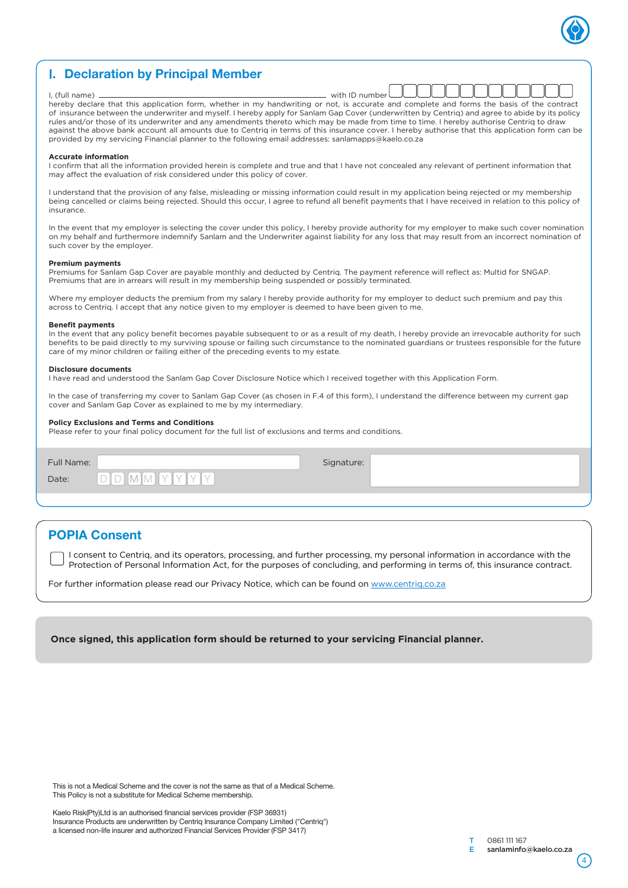## I. Declaration by Principal Member

I, (full name) ______________________________ with ID number ☐☐☐☐☐☐☐☐☐☐☐☐☐

hereby declare that this application form, whether in my handwriting or not, is accurate and complete and forms the basis of the contract of insurance between the underwriter and myself. I hereby apply for Sanlam Gap Cover (underwritten by Centriq) and agree to abide by its policy rules and/or those of its underwriter and any amendments thereto which may be made from time to time. I hereby authorise Centriq to draw against the above bank account all amounts due to Centriq in terms of this insurance cover. I hereby authorise that this application form can be provided by my servicing Financial planner to the following email addresses: sanlamapps@kaelo.co.za

**Accurate information**

I confirm that all the information provided herein is complete and true and that I have not concealed any relevant of pertinent information that may affect the evaluation of risk considered under this policy of cover.

I understand that the provision of any false, misleading or missing information could result in my application being rejected or my membership being cancelled or claims being rejected. Should this occur, I agree to refund all benefit payments that I have received in relation to this policy of insurance.

In the event that my employer is selecting the cover under this policy, I hereby provide authority for my employer to make such cover nomination on my behalf and furthermore indemnify Sanlam and the Underwriter against liability for any loss that may result from an incorrect nomination of such cover by the employer.

**Premium payments**

Premiums for Sanlam Gap Cover are payable monthly and deducted by Centriq. The payment reference will reflect as: Multid for SNGAP. Premiums that are in arrears will result in my membership being suspended or possibly terminated.

Where my employer deducts the premium from my salary I hereby provide authority for my employer to deduct such premium and pay this across to Centriq. I accept that any notice given to my employer is deemed to have been given to me.

**Benefit payments**

In the event that any policy benefit becomes payable subsequent to or as a result of my death, I hereby provide an irrevocable authority for such benefits to be paid directly to my surviving spouse or failing such circumstance to the nominated guardians or trustees responsible for the future care of my minor children or failing either of the preceding events to my estate.

**Disclosure documents**

I have read and understood the Sanlam Gap Cover Disclosure Notice which I received together with this Application Form.

In the case of transferring my cover to Sanlam Gap Cover (as chosen in F.4 of this form), I understand the difference between my current gap cover and Sanlam Gap Cover as explained to me by my intermediary.

**Policy Exclusions and Terms and Conditions**

Please refer to your final policy document for the full list of exclusions and terms and conditions.

Full Name: ______________________________ Signature: ______________________________

Date: D D M M Y Y Y Y

## POPIA Consent

☐ I consent to Centriq, and its operators, processing, and further processing, my personal information in accordance with the Protection of Personal Information Act, for the purposes of concluding, and performing in terms of, this insurance contract.

For further information please read our Privacy Notice, which can be found on [www.centriq.co.za](www.centriq.co.za)

**Once signed, this application form should be returned to your servicing Financial planner.**

This is not a Medical Scheme and the cover is not the same as that of a Medical Scheme.
This Policy is not a substitute for Medical Scheme membership.

Kaelo Risk(Pty)Ltd is an authorised financial services provider (FSP 36931)
Insurance Products are underwritten by Centriq Insurance Company Limited ("Centriq")
a licensed non-life insurer and authorized Financial Services Provider (FSP 3417)

T 0861 111 167
E sanlaminfo@kaelo.co.za